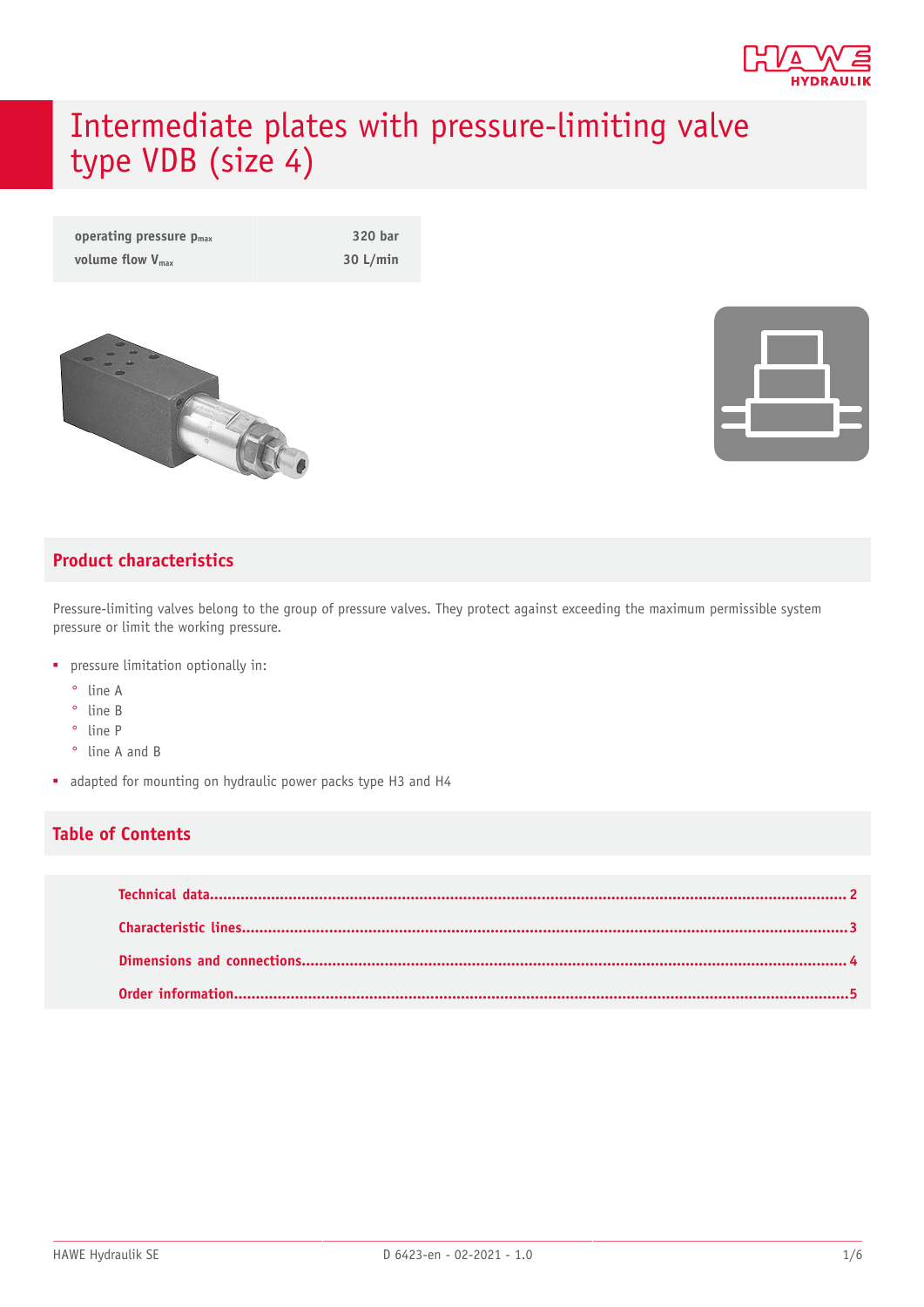# Intermediate plates with pressure-limiting valve type VDB (size 4)

| | |
|---|---|
| operating pressure $p_{max}$ | 320 bar |
| volume flow $V_{max}$ | 30 L/min |

## Product characteristics

Pressure-limiting valves belong to the group of pressure valves. They protect against exceeding the maximum permissible system pressure or limit the working pressure.

- pressure limitation optionally in:
  - line A
  - line B
  - line P
  - line A and B
- adapted for mounting on hydraulic power packs type H3 and H4

## Table of Contents

- Technical data ........ 2
- Characteristic lines ........ 3
- Dimensions and connections ........ 4
- Order information ........ 5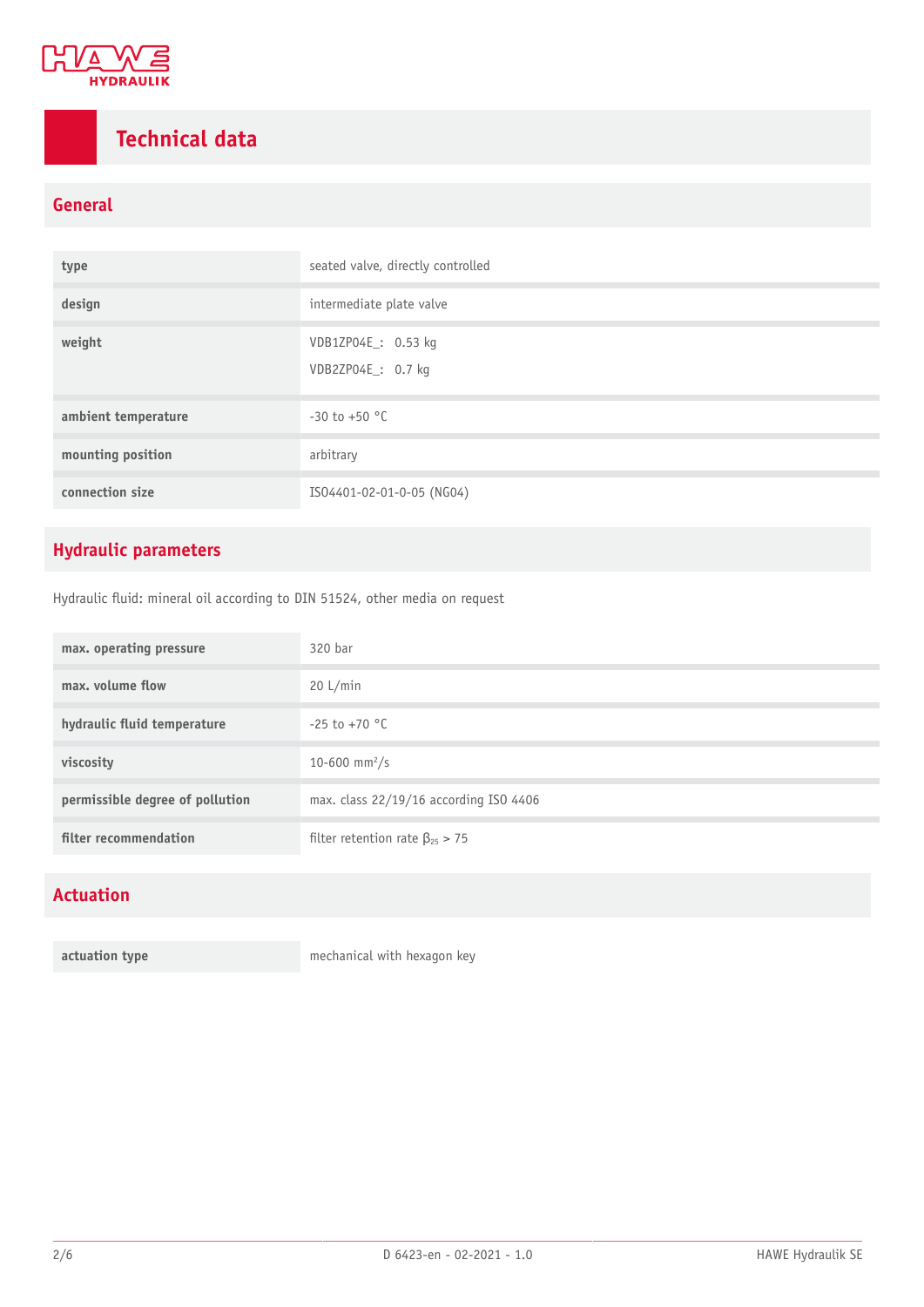# Technical data

## General

| | |
|---|---|
| type | seated valve, directly controlled |
| design | intermediate plate valve |
| weight | VDB1ZP04E_: 0.53 kg<br>VDB2ZP04E_: 0.7 kg |
| ambient temperature | -30 to +50 °C |
| mounting position | arbitrary |
| connection size | ISO4401-02-01-0-05 (NG04) |

## Hydraulic parameters

Hydraulic fluid: mineral oil according to DIN 51524, other media on request

| | |
|---|---|
| max. operating pressure | 320 bar |
| max. volume flow | 20 L/min |
| hydraulic fluid temperature | -25 to +70 °C |
| viscosity | 10-600 $mm^2/s$ |
| permissible degree of pollution | max. class 22/19/16 according ISO 4406 |
| filter recommendation | filter retention rate $\beta_{25} > 75$ |

## Actuation

| | |
|---|---|
| actuation type | mechanical with hexagon key |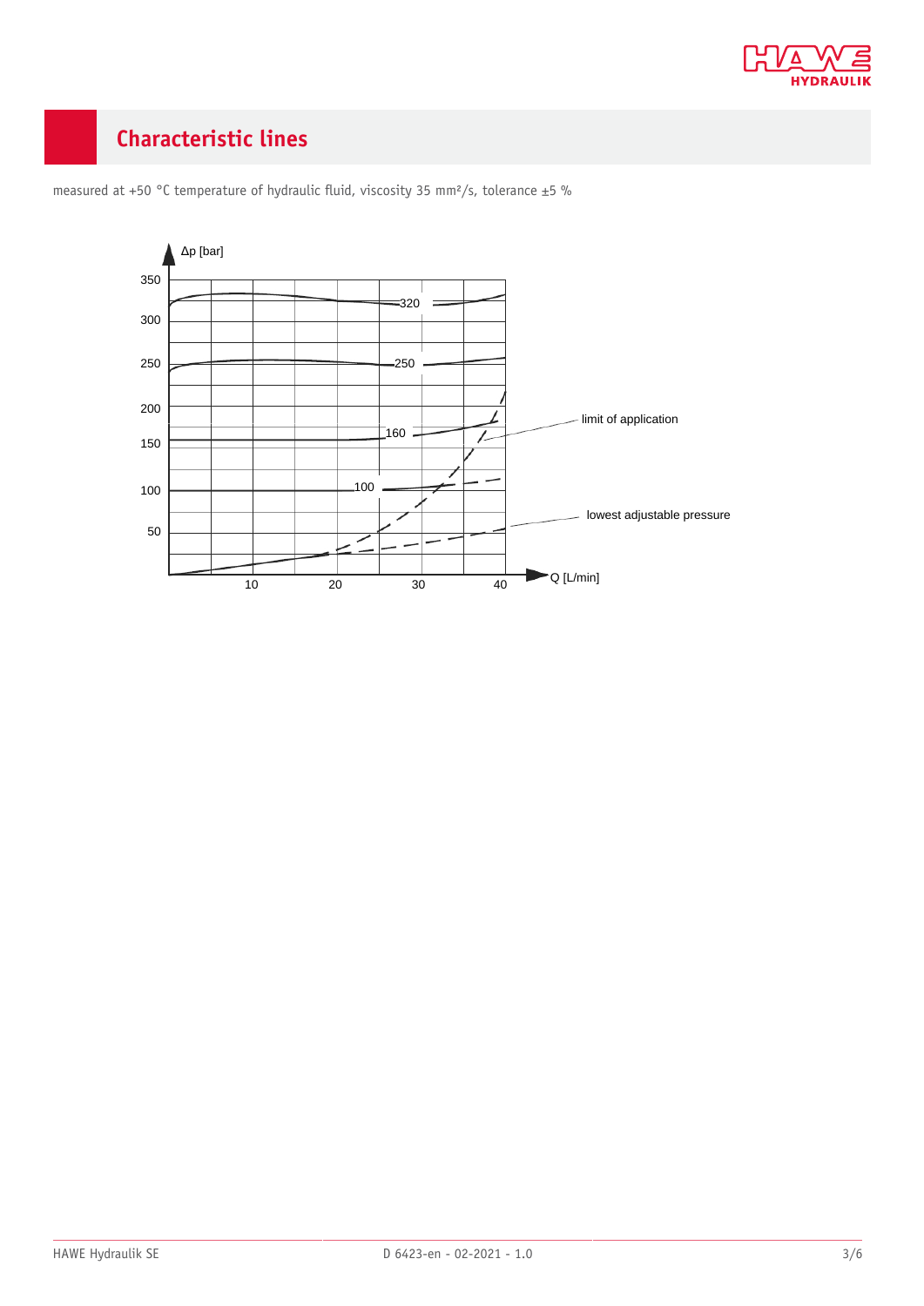## Characteristic lines

measured at +50 °C temperature of hydraulic fluid, viscosity 35 mm²/s, tolerance ±5 %

Δp [bar]

350

300

250

200

150

100

50

10 20 30 40

Q [L/min]

320

250

160

100

limit of application

lowest adjustable pressure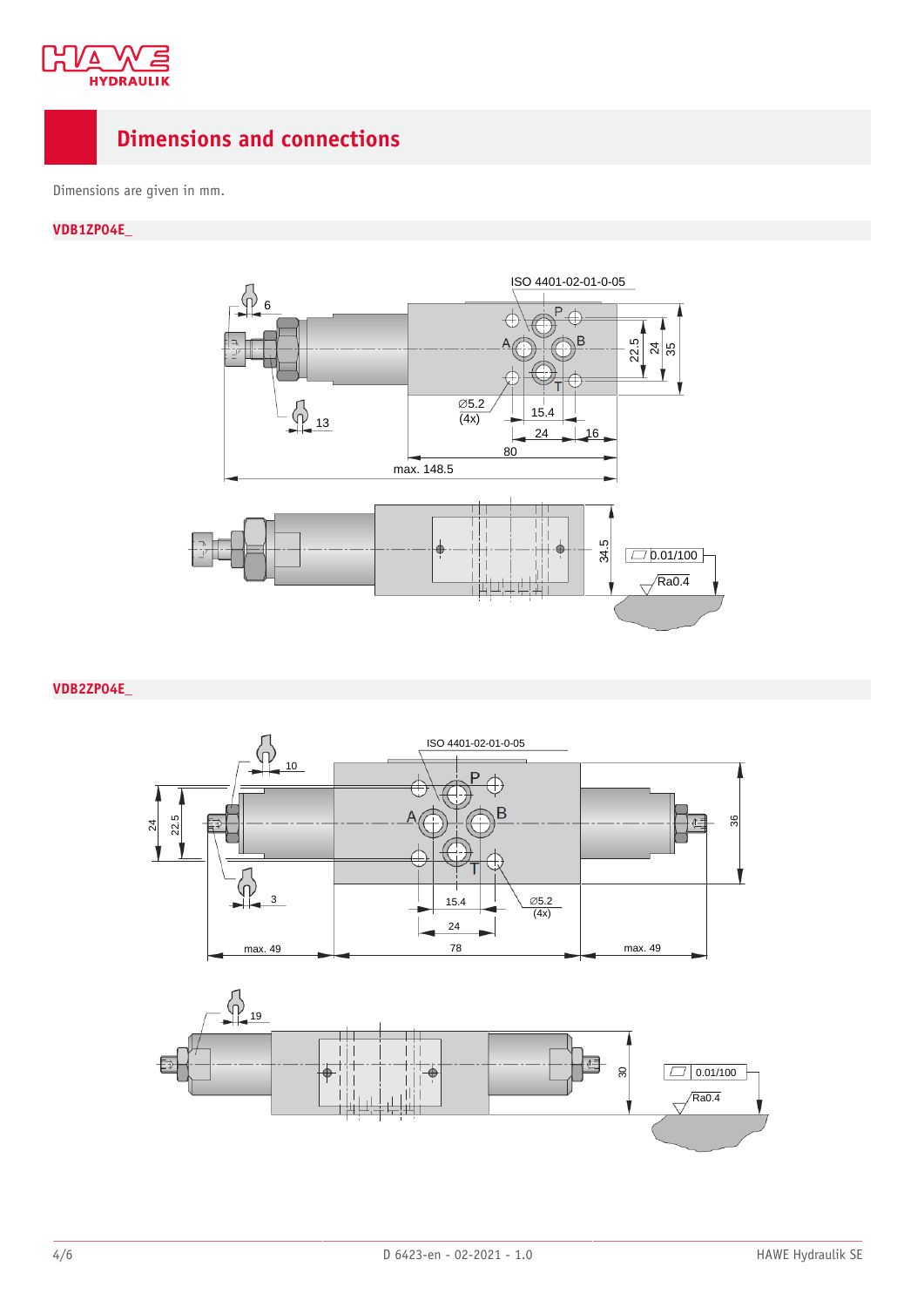# Dimensions and connections

Dimensions are given in mm.

## VDB1ZP04E_

ISO 4401-02-01-0-05

6

13

P

A

B

T

Ø5.2 (4x)

15.4

24

16

80

max. 148.5

22.5

24

35

34.5

0.01/100

Ra0.4

## VDB2ZP04E_

ISO 4401-02-01-0-05

10

3

P

A

B

T

24

22.5

15.4

24

Ø5.2 (4x)

36

max. 49

78

max. 49

19

30

0.01/100

Ra0.4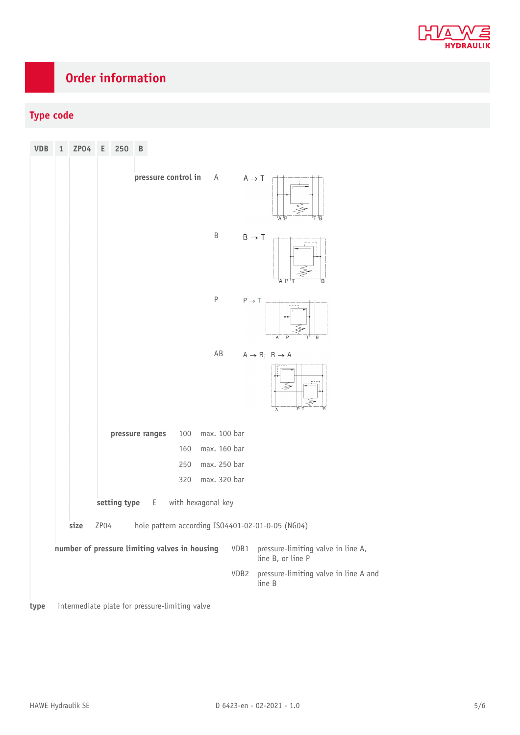# Order information

## Type code

**VDB 1 ZP04 E 250 B**

**pressure control in**

| Code | Description |
|---|---|
| A | A → T |
| B | B → T |
| P | P → T |
| AB | A → B; B → A |

**pressure ranges**

| Code | Description |
|---|---|
| 100 | max. 100 bar |
| 160 | max. 160 bar |
| 250 | max. 250 bar |
| 320 | max. 320 bar |

**setting type**

| Code | Description |
|---|---|
| E | with hexagonal key |

**size**

| Code | Description |
|---|---|
| ZP04 | hole pattern according ISO4401-02-01-0-05 (NG04) |

**number of pressure limiting valves in housing**

| Code | Description |
|---|---|
| VDB1 | pressure-limiting valve in line A, line B, or line P |
| VDB2 | pressure-limiting valve in line A and line B |

**type** intermediate plate for pressure-limiting valve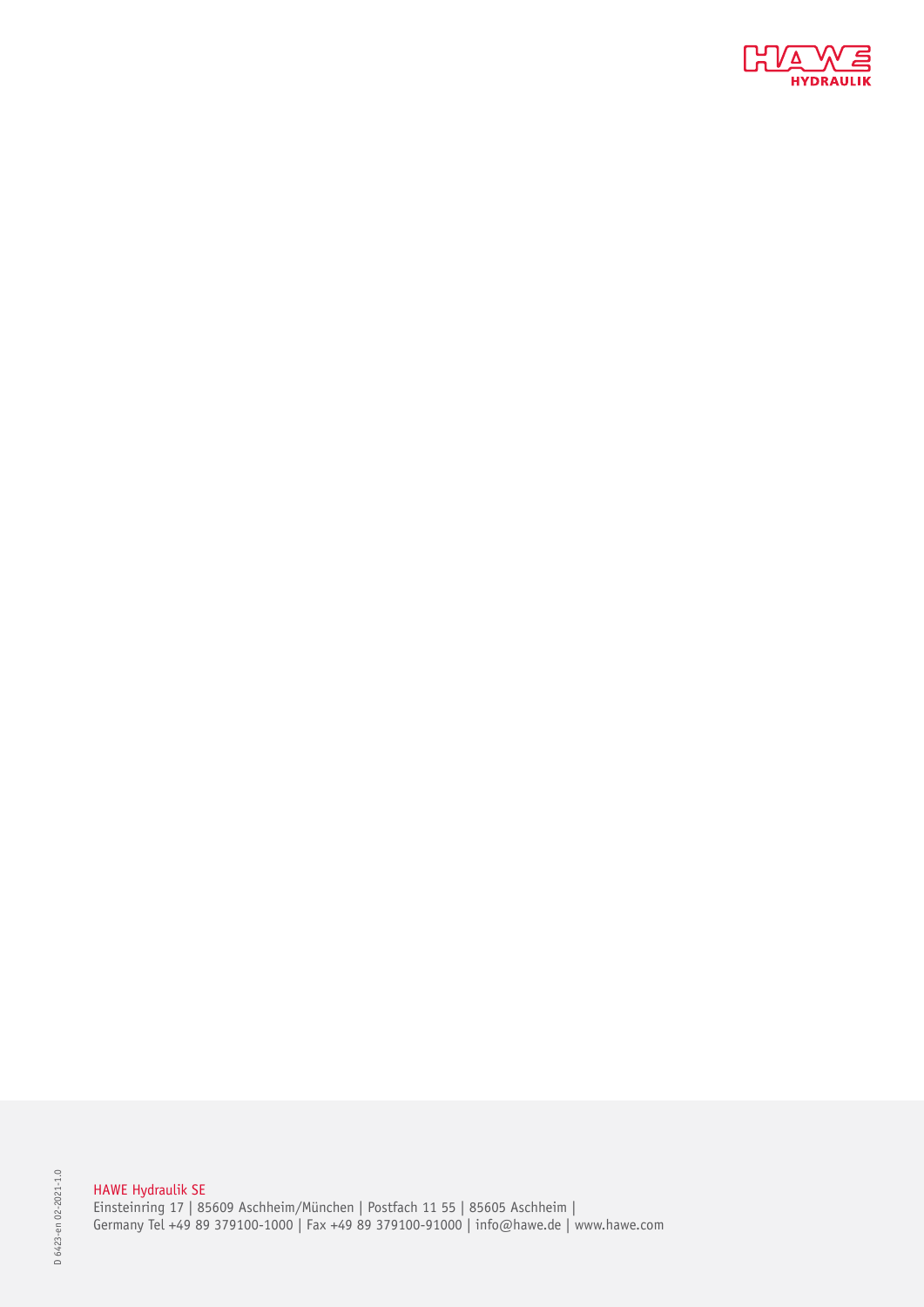HAWE Hydraulik SE

Einsteinring 17 | 85609 Aschheim/München | Postfach 11 55 | 85605 Aschheim | Germany Tel +49 89 379100-1000 | Fax +49 89 379100-91000 | info@hawe.de | www.hawe.com

D 6423-en 02-2021-1.0